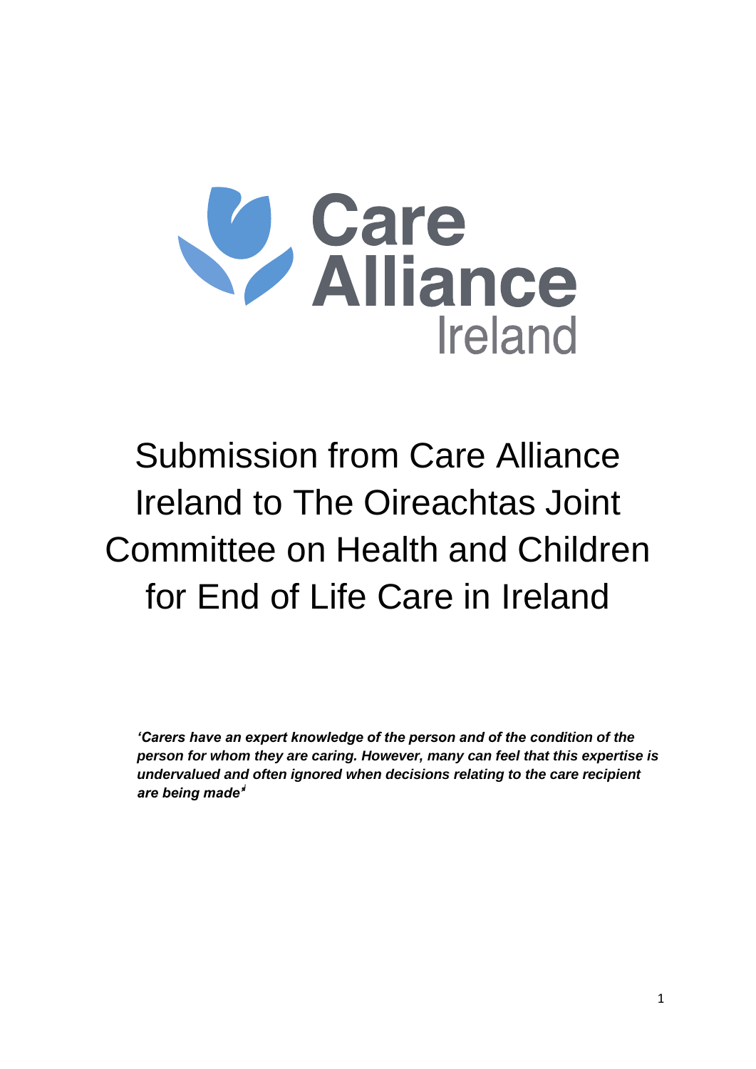Care Alliance Ireland

# Submission from Care Alliance Ireland to The Oireachtas Joint Committee on Health and Children for End of Life Care in Ireland

***'Carers have an expert knowledge of the person and of the condition of the person for whom they are caring. However, many can feel that this expertise is undervalued and often ignored when decisions relating to the care recipient are being made'[i]***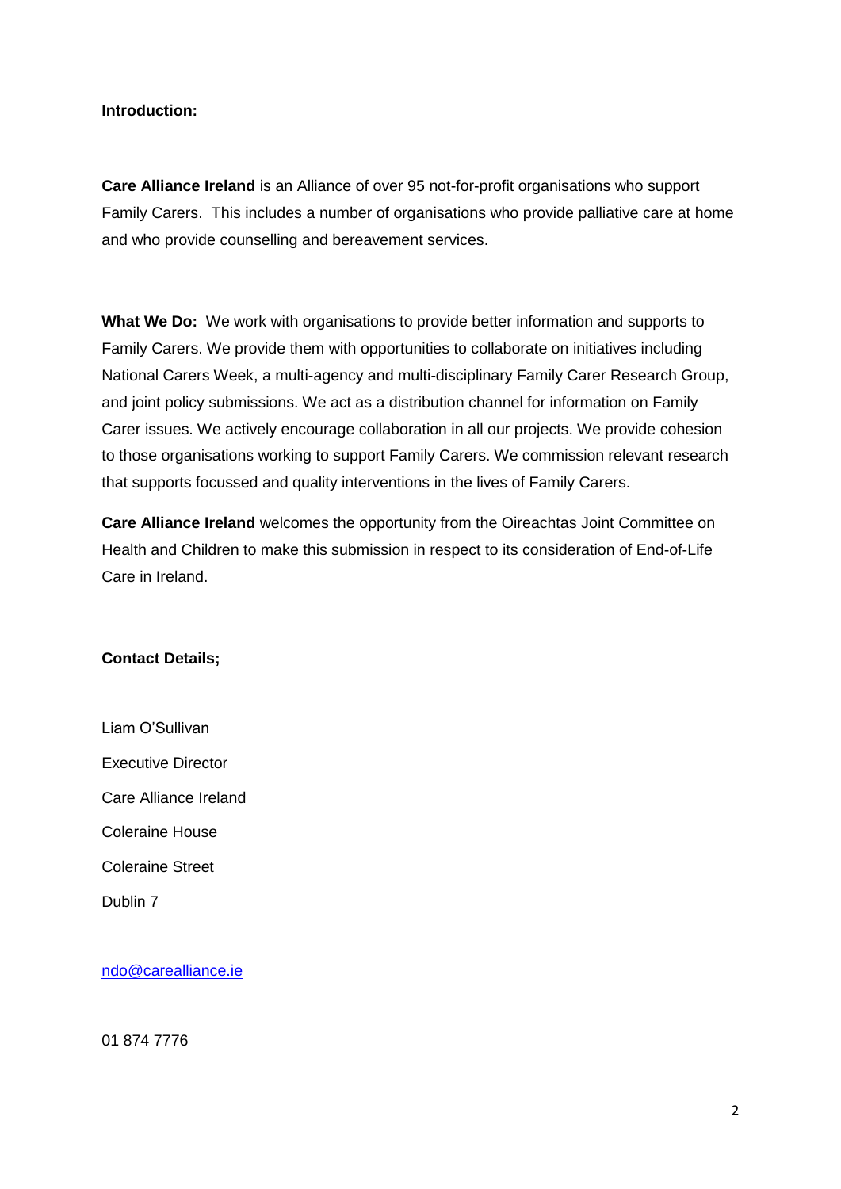**Introduction:**

**Care Alliance Ireland** is an Alliance of over 95 not-for-profit organisations who support Family Carers. This includes a number of organisations who provide palliative care at home and who provide counselling and bereavement services.

**What We Do:** We work with organisations to provide better information and supports to Family Carers. We provide them with opportunities to collaborate on initiatives including National Carers Week, a multi-agency and multi-disciplinary Family Carer Research Group, and joint policy submissions. We act as a distribution channel for information on Family Carer issues. We actively encourage collaboration in all our projects. We provide cohesion to those organisations working to support Family Carers. We commission relevant research that supports focussed and quality interventions in the lives of Family Carers.

**Care Alliance Ireland** welcomes the opportunity from the Oireachtas Joint Committee on Health and Children to make this submission in respect to its consideration of End-of-Life Care in Ireland.

**Contact Details;**

Liam O'Sullivan

Executive Director

Care Alliance Ireland

Coleraine House

Coleraine Street

Dublin 7

ndo@carealliance.ie

01 874 7776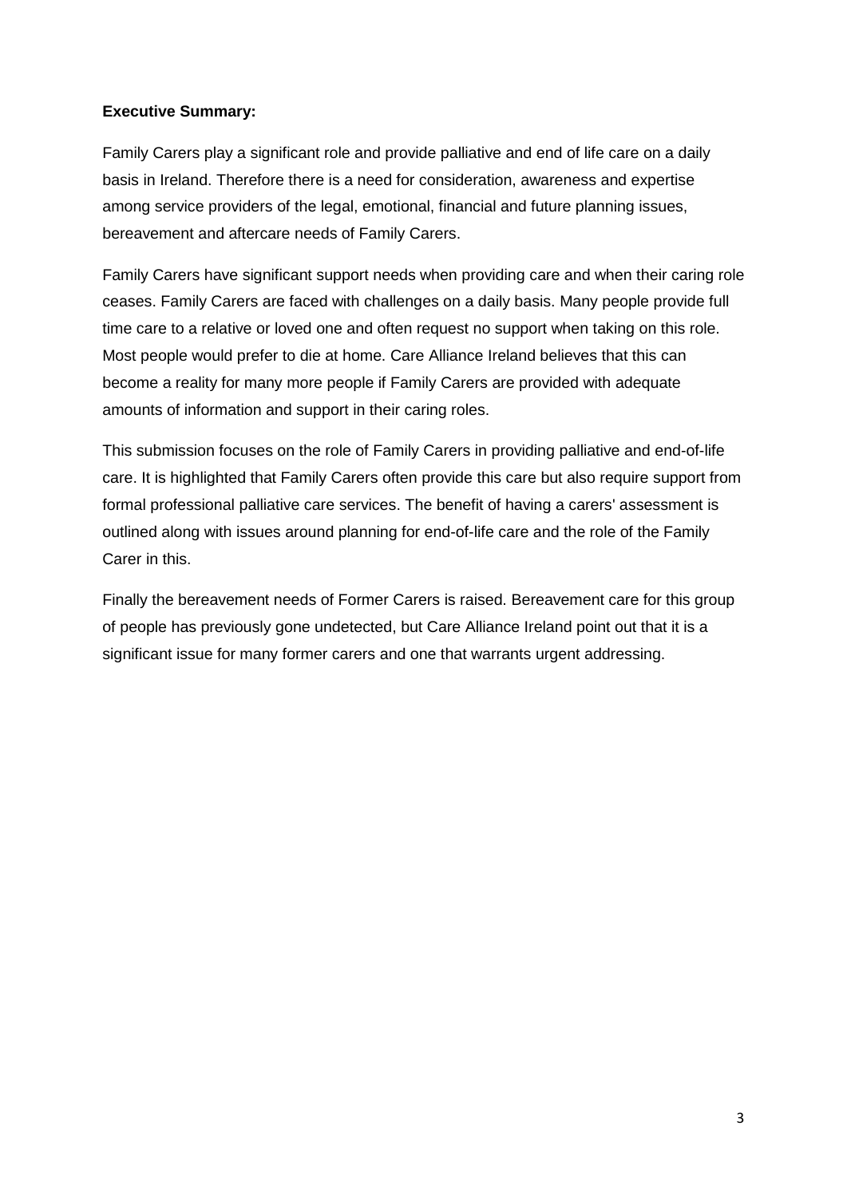**Executive Summary:**

Family Carers play a significant role and provide palliative and end of life care on a daily basis in Ireland. Therefore there is a need for consideration, awareness and expertise among service providers of the legal, emotional, financial and future planning issues, bereavement and aftercare needs of Family Carers.

Family Carers have significant support needs when providing care and when their caring role ceases. Family Carers are faced with challenges on a daily basis. Many people provide full time care to a relative or loved one and often request no support when taking on this role. Most people would prefer to die at home. Care Alliance Ireland believes that this can become a reality for many more people if Family Carers are provided with adequate amounts of information and support in their caring roles.

This submission focuses on the role of Family Carers in providing palliative and end-of-life care. It is highlighted that Family Carers often provide this care but also require support from formal professional palliative care services. The benefit of having a carers' assessment is outlined along with issues around planning for end-of-life care and the role of the Family Carer in this.

Finally the bereavement needs of Former Carers is raised. Bereavement care for this group of people has previously gone undetected, but Care Alliance Ireland point out that it is a significant issue for many former carers and one that warrants urgent addressing.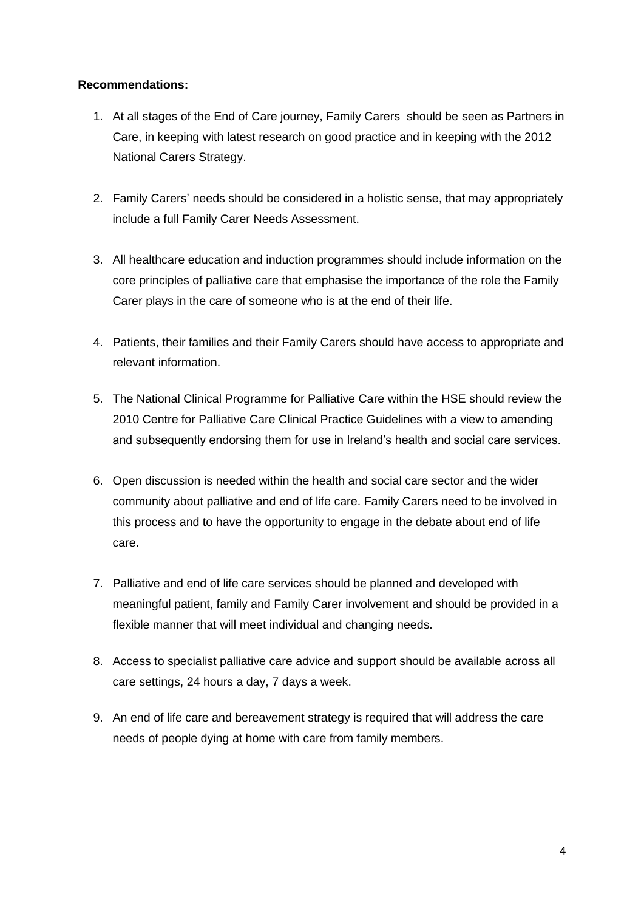**Recommendations:**

1. At all stages of the End of Care journey, Family Carers should be seen as Partners in Care, in keeping with latest research on good practice and in keeping with the 2012 National Carers Strategy.

2. Family Carers' needs should be considered in a holistic sense, that may appropriately include a full Family Carer Needs Assessment.

3. All healthcare education and induction programmes should include information on the core principles of palliative care that emphasise the importance of the role the Family Carer plays in the care of someone who is at the end of their life.

4. Patients, their families and their Family Carers should have access to appropriate and relevant information.

5. The National Clinical Programme for Palliative Care within the HSE should review the 2010 Centre for Palliative Care Clinical Practice Guidelines with a view to amending and subsequently endorsing them for use in Ireland's health and social care services.

6. Open discussion is needed within the health and social care sector and the wider community about palliative and end of life care. Family Carers need to be involved in this process and to have the opportunity to engage in the debate about end of life care.

7. Palliative and end of life care services should be planned and developed with meaningful patient, family and Family Carer involvement and should be provided in a flexible manner that will meet individual and changing needs.

8. Access to specialist palliative care advice and support should be available across all care settings, 24 hours a day, 7 days a week.

9. An end of life care and bereavement strategy is required that will address the care needs of people dying at home with care from family members.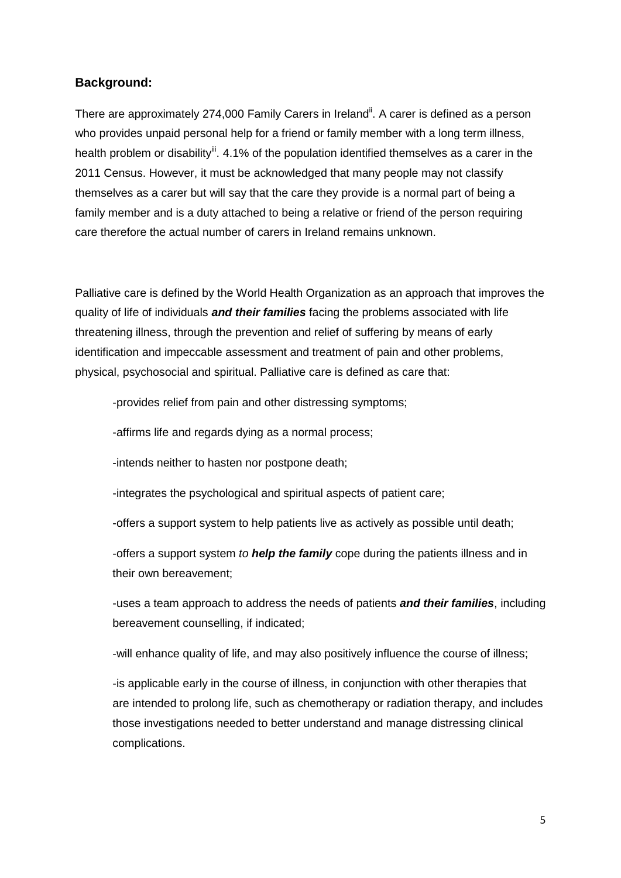## Background:

There are approximately 274,000 Family Carers in Ireland[ii]. A carer is defined as a person who provides unpaid personal help for a friend or family member with a long term illness, health problem or disability[iii]. 4.1% of the population identified themselves as a carer in the 2011 Census. However, it must be acknowledged that many people may not classify themselves as a carer but will say that the care they provide is a normal part of being a family member and is a duty attached to being a relative or friend of the person requiring care therefore the actual number of carers in Ireland remains unknown.

Palliative care is defined by the World Health Organization as an approach that improves the quality of life of individuals ***and their families*** facing the problems associated with life threatening illness, through the prevention and relief of suffering by means of early identification and impeccable assessment and treatment of pain and other problems, physical, psychosocial and spiritual. Palliative care is defined as care that:

-provides relief from pain and other distressing symptoms;

-affirms life and regards dying as a normal process;

-intends neither to hasten nor postpone death;

-integrates the psychological and spiritual aspects of patient care;

-offers a support system to help patients live as actively as possible until death;

-offers a support system *to* ***help the family*** cope during the patients illness and in their own bereavement;

-uses a team approach to address the needs of patients ***and their families***, including bereavement counselling, if indicated;

-will enhance quality of life, and may also positively influence the course of illness;

-is applicable early in the course of illness, in conjunction with other therapies that are intended to prolong life, such as chemotherapy or radiation therapy, and includes those investigations needed to better understand and manage distressing clinical complications.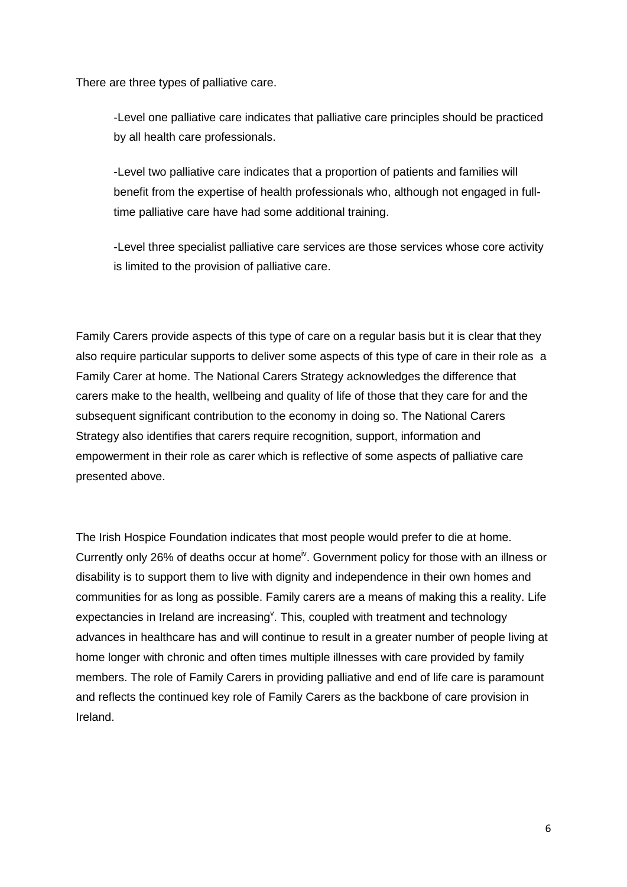There are three types of palliative care.

-Level one palliative care indicates that palliative care principles should be practiced by all health care professionals.

-Level two palliative care indicates that a proportion of patients and families will benefit from the expertise of health professionals who, although not engaged in full-time palliative care have had some additional training.

-Level three specialist palliative care services are those services whose core activity is limited to the provision of palliative care.

Family Carers provide aspects of this type of care on a regular basis but it is clear that they also require particular supports to deliver some aspects of this type of care in their role as a Family Carer at home. The National Carers Strategy acknowledges the difference that carers make to the health, wellbeing and quality of life of those that they care for and the subsequent significant contribution to the economy in doing so. The National Carers Strategy also identifies that carers require recognition, support, information and empowerment in their role as carer which is reflective of some aspects of palliative care presented above.

The Irish Hospice Foundation indicates that most people would prefer to die at home. Currently only 26% of deaths occur at home[iv]. Government policy for those with an illness or disability is to support them to live with dignity and independence in their own homes and communities for as long as possible. Family carers are a means of making this a reality. Life expectancies in Ireland are increasing[v]. This, coupled with treatment and technology advances in healthcare has and will continue to result in a greater number of people living at home longer with chronic and often times multiple illnesses with care provided by family members. The role of Family Carers in providing palliative and end of life care is paramount and reflects the continued key role of Family Carers as the backbone of care provision in Ireland.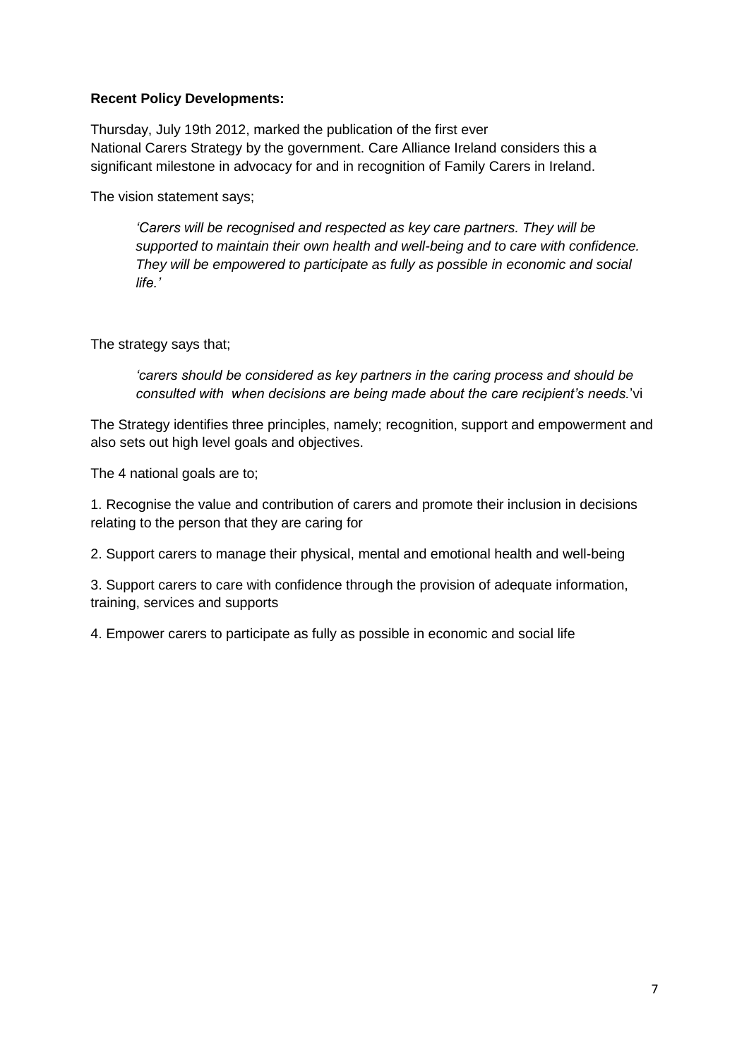**Recent Policy Developments:**

Thursday, July 19th 2012, marked the publication of the first ever National Carers Strategy by the government. Care Alliance Ireland considers this a significant milestone in advocacy for and in recognition of Family Carers in Ireland.

The vision statement says;

> *'Carers will be recognised and respected as key care partners. They will be supported to maintain their own health and well-being and to care with confidence. They will be empowered to participate as fully as possible in economic and social life.'*

The strategy says that;

> *'carers should be considered as key partners in the caring process and should be consulted with when decisions are being made about the care recipient's needs.*'vi

The Strategy identifies three principles, namely; recognition, support and empowerment and also sets out high level goals and objectives.

The 4 national goals are to;

1. Recognise the value and contribution of carers and promote their inclusion in decisions relating to the person that they are caring for

2. Support carers to manage their physical, mental and emotional health and well-being

3. Support carers to care with confidence through the provision of adequate information, training, services and supports

4. Empower carers to participate as fully as possible in economic and social life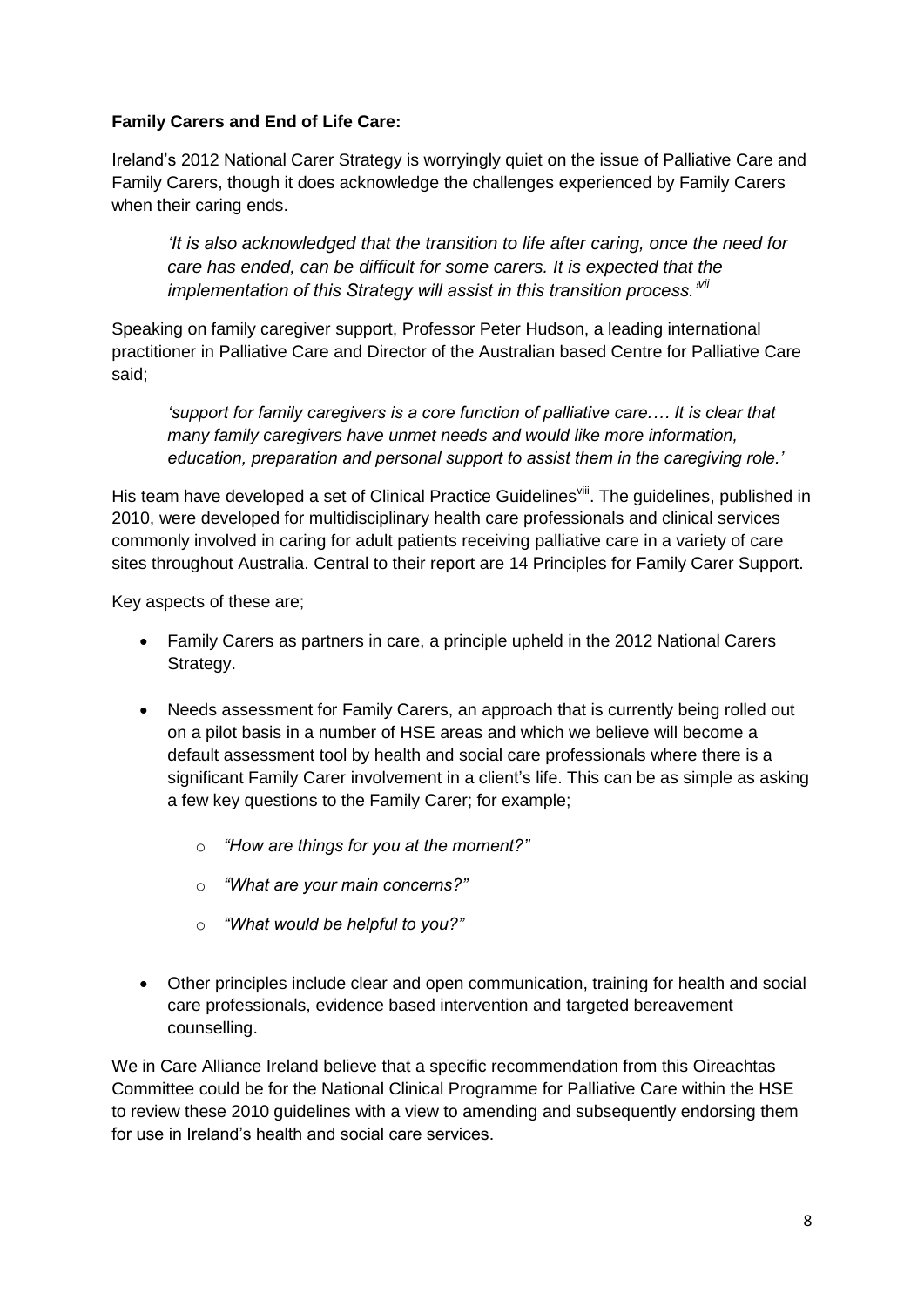**Family Carers and End of Life Care:**

Ireland's 2012 National Carer Strategy is worryingly quiet on the issue of Palliative Care and Family Carers, though it does acknowledge the challenges experienced by Family Carers when their caring ends.

> *'It is also acknowledged that the transition to life after caring, once the need for care has ended, can be difficult for some carers. It is expected that the implementation of this Strategy will assist in this transition process.'*[vii]

Speaking on family caregiver support, Professor Peter Hudson, a leading international practitioner in Palliative Care and Director of the Australian based Centre for Palliative Care said;

> *'support for family caregivers is a core function of palliative care…. It is clear that many family caregivers have unmet needs and would like more information, education, preparation and personal support to assist them in the caregiving role.'*

His team have developed a set of Clinical Practice Guidelines[viii]. The guidelines, published in 2010, were developed for multidisciplinary health care professionals and clinical services commonly involved in caring for adult patients receiving palliative care in a variety of care sites throughout Australia. Central to their report are 14 Principles for Family Carer Support.

Key aspects of these are;

- Family Carers as partners in care, a principle upheld in the 2012 National Carers Strategy.
- Needs assessment for Family Carers, an approach that is currently being rolled out on a pilot basis in a number of HSE areas and which we believe will become a default assessment tool by health and social care professionals where there is a significant Family Carer involvement in a client's life. This can be as simple as asking a few key questions to the Family Carer; for example;
  - *"How are things for you at the moment?"*
  - *"What are your main concerns?"*
  - *"What would be helpful to you?"*
- Other principles include clear and open communication, training for health and social care professionals, evidence based intervention and targeted bereavement counselling.

We in Care Alliance Ireland believe that a specific recommendation from this Oireachtas Committee could be for the National Clinical Programme for Palliative Care within the HSE to review these 2010 guidelines with a view to amending and subsequently endorsing them for use in Ireland's health and social care services.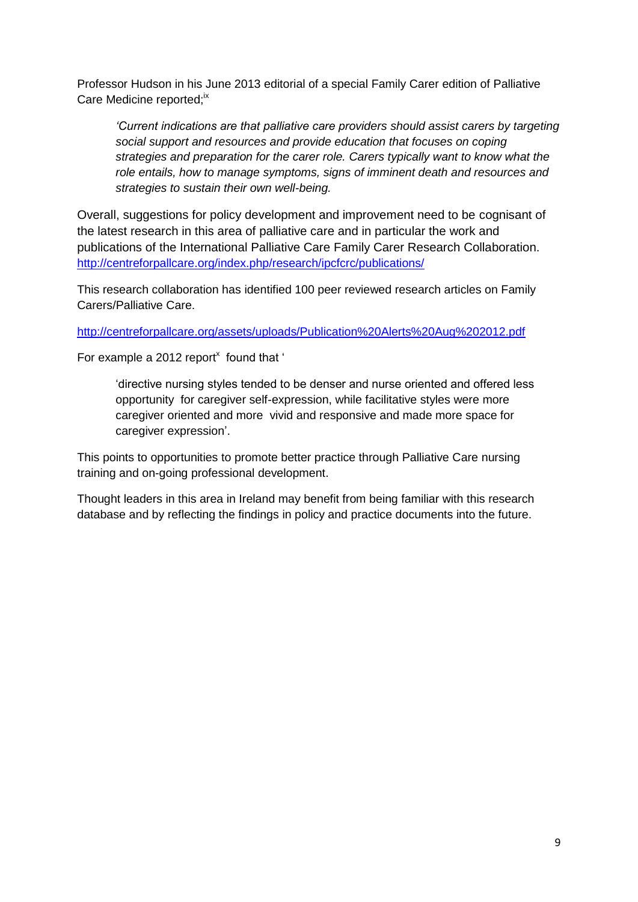Professor Hudson in his June 2013 editorial of a special Family Carer edition of Palliative Care Medicine reported;[ix]

> *'Current indications are that palliative care providers should assist carers by targeting social support and resources and provide education that focuses on coping strategies and preparation for the carer role. Carers typically want to know what the role entails, how to manage symptoms, signs of imminent death and resources and strategies to sustain their own well-being.*

Overall, suggestions for policy development and improvement need to be cognisant of the latest research in this area of palliative care and in particular the work and publications of the International Palliative Care Family Carer Research Collaboration. http://centreforpallcare.org/index.php/research/ipcfcrc/publications/

This research collaboration has identified 100 peer reviewed research articles on Family Carers/Palliative Care.

http://centreforpallcare.org/assets/uploads/Publication%20Alerts%20Aug%202012.pdf

For example a 2012 report[x] found that '

> 'directive nursing styles tended to be denser and nurse oriented and offered less opportunity for caregiver self-expression, while facilitative styles were more caregiver oriented and more vivid and responsive and made more space for caregiver expression'.

This points to opportunities to promote better practice through Palliative Care nursing training and on-going professional development.

Thought leaders in this area in Ireland may benefit from being familiar with this research database and by reflecting the findings in policy and practice documents into the future.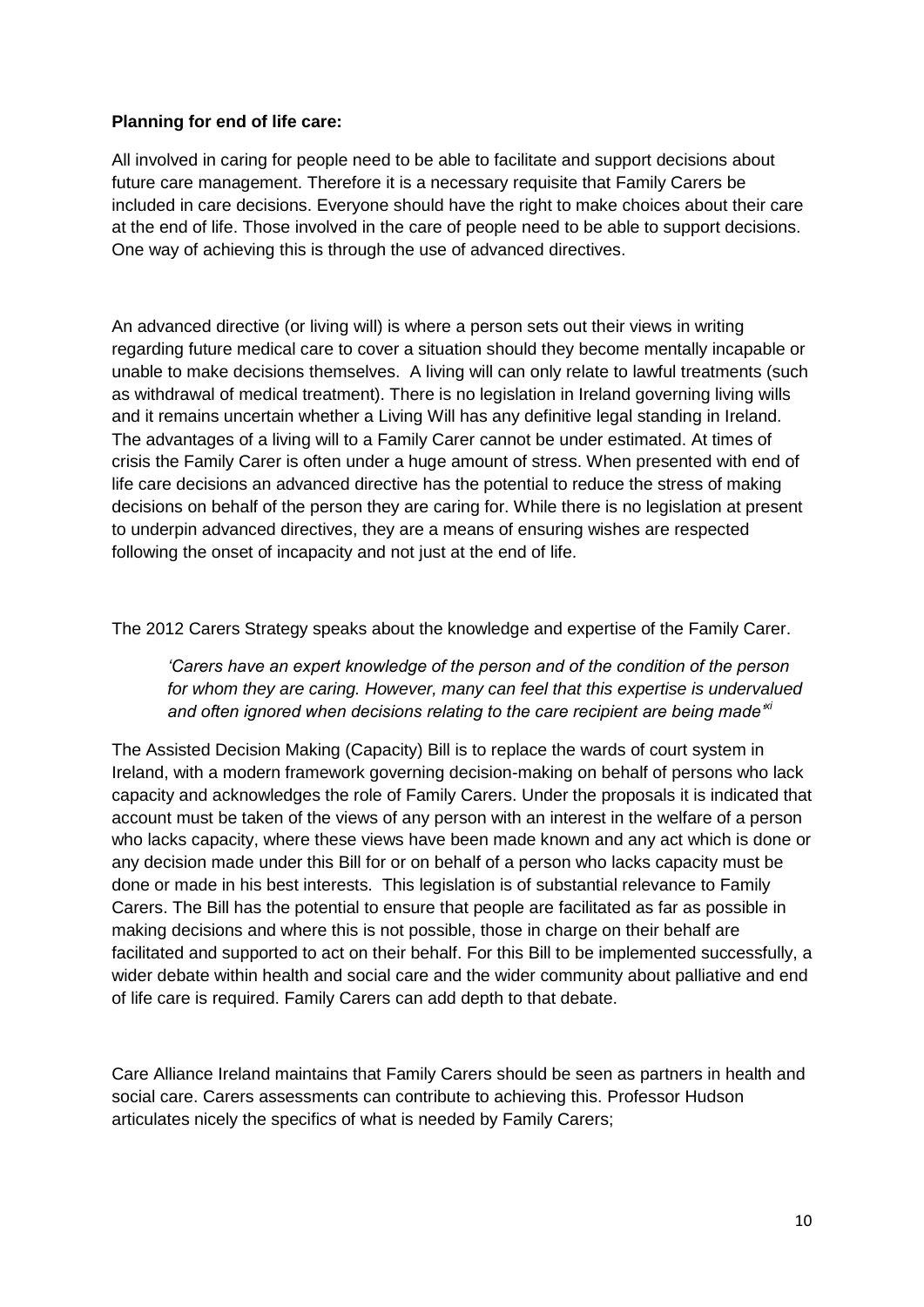**Planning for end of life care:**

All involved in caring for people need to be able to facilitate and support decisions about future care management. Therefore it is a necessary requisite that Family Carers be included in care decisions. Everyone should have the right to make choices about their care at the end of life. Those involved in the care of people need to be able to support decisions. One way of achieving this is through the use of advanced directives.

An advanced directive (or living will) is where a person sets out their views in writing regarding future medical care to cover a situation should they become mentally incapable or unable to make decisions themselves. A living will can only relate to lawful treatments (such as withdrawal of medical treatment). There is no legislation in Ireland governing living wills and it remains uncertain whether a Living Will has any definitive legal standing in Ireland. The advantages of a living will to a Family Carer cannot be under estimated. At times of crisis the Family Carer is often under a huge amount of stress. When presented with end of life care decisions an advanced directive has the potential to reduce the stress of making decisions on behalf of the person they are caring for. While there is no legislation at present to underpin advanced directives, they are a means of ensuring wishes are respected following the onset of incapacity and not just at the end of life.

The 2012 Carers Strategy speaks about the knowledge and expertise of the Family Carer.

> *'Carers have an expert knowledge of the person and of the condition of the person for whom they are caring. However, many can feel that this expertise is undervalued and often ignored when decisions relating to the care recipient are being made'*[xi]

The Assisted Decision Making (Capacity) Bill is to replace the wards of court system in Ireland, with a modern framework governing decision-making on behalf of persons who lack capacity and acknowledges the role of Family Carers. Under the proposals it is indicated that account must be taken of the views of any person with an interest in the welfare of a person who lacks capacity, where these views have been made known and any act which is done or any decision made under this Bill for or on behalf of a person who lacks capacity must be done or made in his best interests. This legislation is of substantial relevance to Family Carers. The Bill has the potential to ensure that people are facilitated as far as possible in making decisions and where this is not possible, those in charge on their behalf are facilitated and supported to act on their behalf. For this Bill to be implemented successfully, a wider debate within health and social care and the wider community about palliative and end of life care is required. Family Carers can add depth to that debate.

Care Alliance Ireland maintains that Family Carers should be seen as partners in health and social care. Carers assessments can contribute to achieving this. Professor Hudson articulates nicely the specifics of what is needed by Family Carers;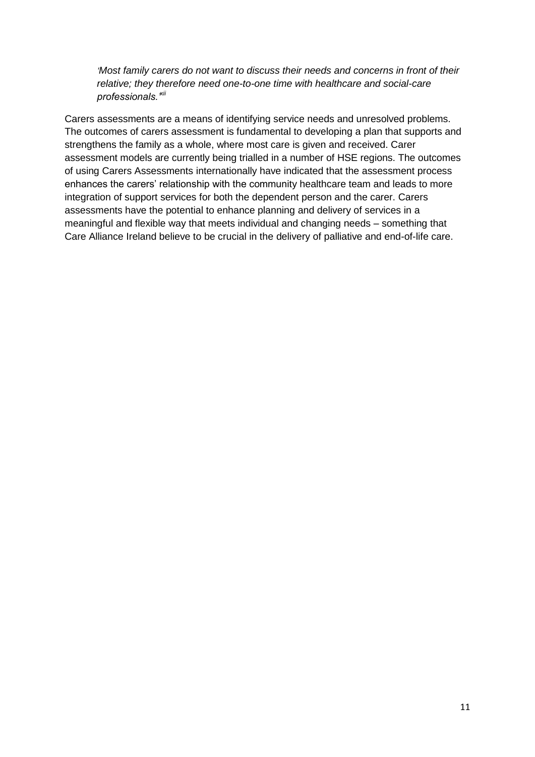> *'Most family carers do not want to discuss their needs and concerns in front of their relative; they therefore need one-to-one time with healthcare and social-care professionals.'*[xii]

Carers assessments are a means of identifying service needs and unresolved problems. The outcomes of carers assessment is fundamental to developing a plan that supports and strengthens the family as a whole, where most care is given and received. Carer assessment models are currently being trialled in a number of HSE regions. The outcomes of using Carers Assessments internationally have indicated that the assessment process enhances the carers' relationship with the community healthcare team and leads to more integration of support services for both the dependent person and the carer. Carers assessments have the potential to enhance planning and delivery of services in a meaningful and flexible way that meets individual and changing needs – something that Care Alliance Ireland believe to be crucial in the delivery of palliative and end-of-life care.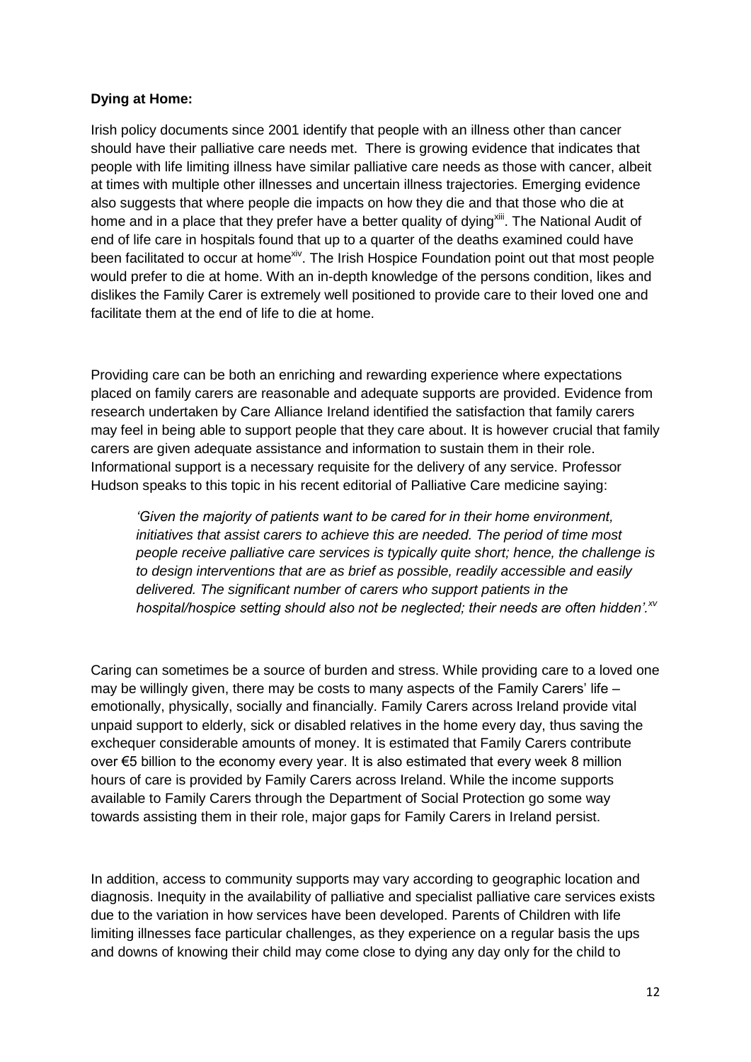**Dying at Home:**

Irish policy documents since 2001 identify that people with an illness other than cancer should have their palliative care needs met. There is growing evidence that indicates that people with life limiting illness have similar palliative care needs as those with cancer, albeit at times with multiple other illnesses and uncertain illness trajectories. Emerging evidence also suggests that where people die impacts on how they die and that those who die at home and in a place that they prefer have a better quality of dying[xiii]. The National Audit of end of life care in hospitals found that up to a quarter of the deaths examined could have been facilitated to occur at home[xiv]. The Irish Hospice Foundation point out that most people would prefer to die at home. With an in-depth knowledge of the persons condition, likes and dislikes the Family Carer is extremely well positioned to provide care to their loved one and facilitate them at the end of life to die at home.

Providing care can be both an enriching and rewarding experience where expectations placed on family carers are reasonable and adequate supports are provided. Evidence from research undertaken by Care Alliance Ireland identified the satisfaction that family carers may feel in being able to support people that they care about. It is however crucial that family carers are given adequate assistance and information to sustain them in their role. Informational support is a necessary requisite for the delivery of any service. Professor Hudson speaks to this topic in his recent editorial of Palliative Care medicine saying:

> *'Given the majority of patients want to be cared for in their home environment, initiatives that assist carers to achieve this are needed. The period of time most people receive palliative care services is typically quite short; hence, the challenge is to design interventions that are as brief as possible, readily accessible and easily delivered. The significant number of carers who support patients in the hospital/hospice setting should also not be neglected; their needs are often hidden'.*[xv]

Caring can sometimes be a source of burden and stress. While providing care to a loved one may be willingly given, there may be costs to many aspects of the Family Carers' life – emotionally, physically, socially and financially. Family Carers across Ireland provide vital unpaid support to elderly, sick or disabled relatives in the home every day, thus saving the exchequer considerable amounts of money. It is estimated that Family Carers contribute over €5 billion to the economy every year. It is also estimated that every week 8 million hours of care is provided by Family Carers across Ireland. While the income supports available to Family Carers through the Department of Social Protection go some way towards assisting them in their role, major gaps for Family Carers in Ireland persist.

In addition, access to community supports may vary according to geographic location and diagnosis. Inequity in the availability of palliative and specialist palliative care services exists due to the variation in how services have been developed. Parents of Children with life limiting illnesses face particular challenges, as they experience on a regular basis the ups and downs of knowing their child may come close to dying any day only for the child to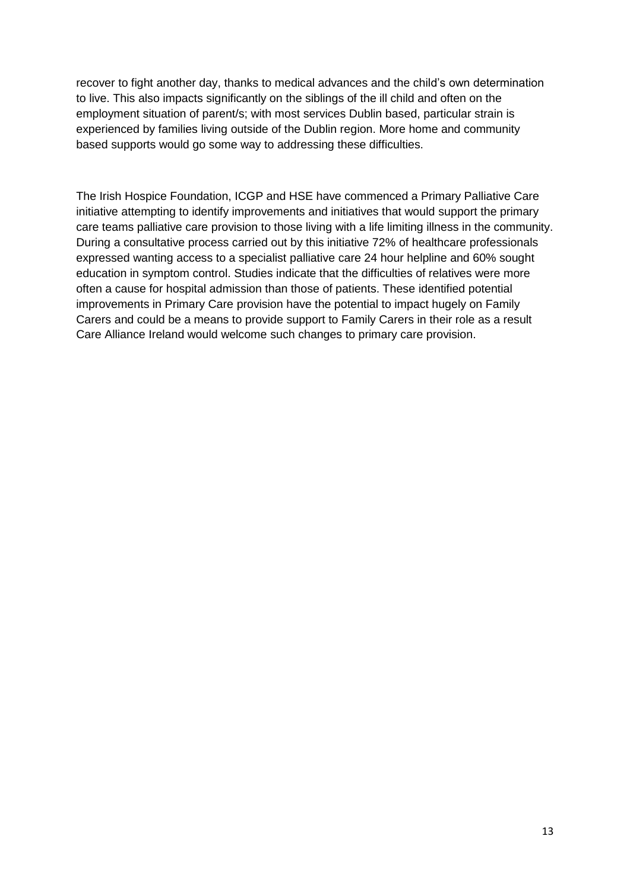recover to fight another day, thanks to medical advances and the child's own determination to live. This also impacts significantly on the siblings of the ill child and often on the employment situation of parent/s; with most services Dublin based, particular strain is experienced by families living outside of the Dublin region. More home and community based supports would go some way to addressing these difficulties.

The Irish Hospice Foundation, ICGP and HSE have commenced a Primary Palliative Care initiative attempting to identify improvements and initiatives that would support the primary care teams palliative care provision to those living with a life limiting illness in the community. During a consultative process carried out by this initiative 72% of healthcare professionals expressed wanting access to a specialist palliative care 24 hour helpline and 60% sought education in symptom control. Studies indicate that the difficulties of relatives were more often a cause for hospital admission than those of patients. These identified potential improvements in Primary Care provision have the potential to impact hugely on Family Carers and could be a means to provide support to Family Carers in their role as a result Care Alliance Ireland would welcome such changes to primary care provision.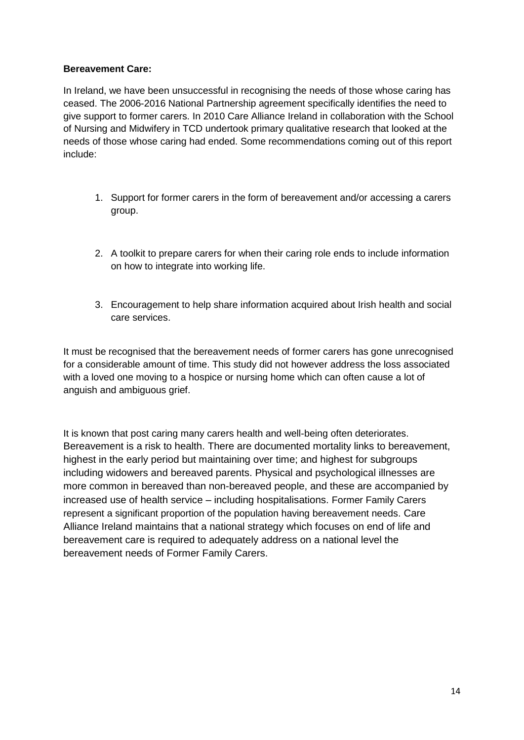**Bereavement Care:**

In Ireland, we have been unsuccessful in recognising the needs of those whose caring has ceased. The 2006-2016 National Partnership agreement specifically identifies the need to give support to former carers. In 2010 Care Alliance Ireland in collaboration with the School of Nursing and Midwifery in TCD undertook primary qualitative research that looked at the needs of those whose caring had ended. Some recommendations coming out of this report include:

1. Support for former carers in the form of bereavement and/or accessing a carers group.
2. A toolkit to prepare carers for when their caring role ends to include information on how to integrate into working life.
3. Encouragement to help share information acquired about Irish health and social care services.

It must be recognised that the bereavement needs of former carers has gone unrecognised for a considerable amount of time. This study did not however address the loss associated with a loved one moving to a hospice or nursing home which can often cause a lot of anguish and ambiguous grief.

It is known that post caring many carers health and well-being often deteriorates. Bereavement is a risk to health. There are documented mortality links to bereavement, highest in the early period but maintaining over time; and highest for subgroups including widowers and bereaved parents. Physical and psychological illnesses are more common in bereaved than non-bereaved people, and these are accompanied by increased use of health service – including hospitalisations. Former Family Carers represent a significant proportion of the population having bereavement needs. Care Alliance Ireland maintains that a national strategy which focuses on end of life and bereavement care is required to adequately address on a national level the bereavement needs of Former Family Carers.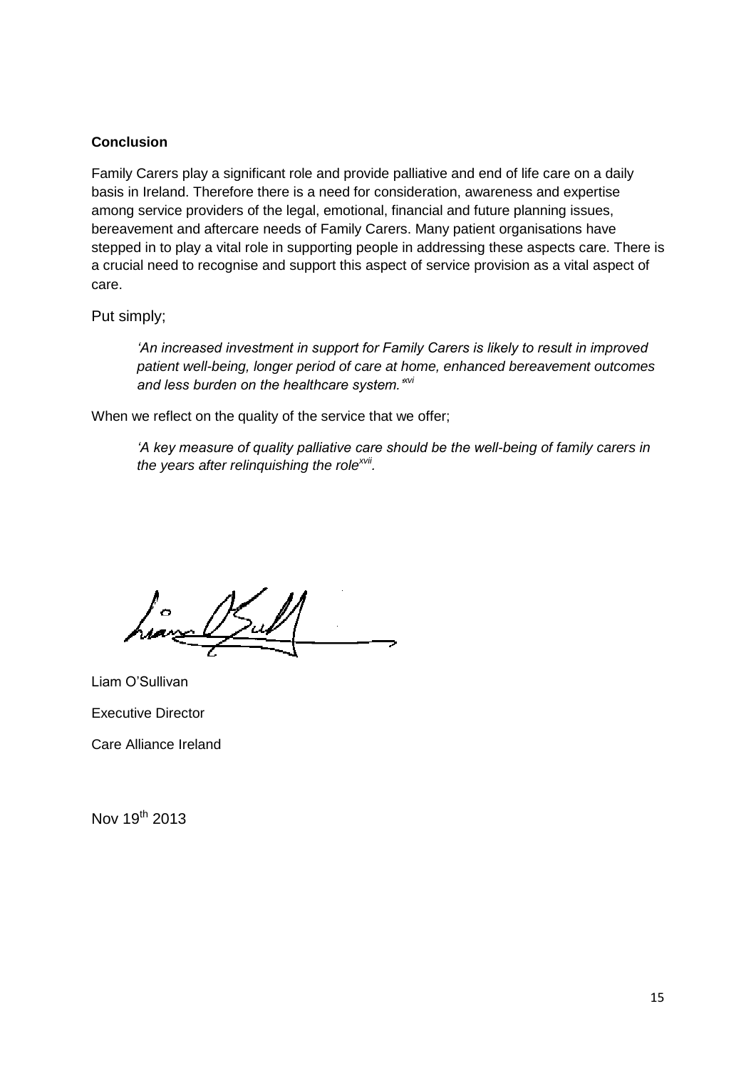**Conclusion**

Family Carers play a significant role and provide palliative and end of life care on a daily basis in Ireland. Therefore there is a need for consideration, awareness and expertise among service providers of the legal, emotional, financial and future planning issues, bereavement and aftercare needs of Family Carers. Many patient organisations have stepped in to play a vital role in supporting people in addressing these aspects care. There is a crucial need to recognise and support this aspect of service provision as a vital aspect of care.

Put simply;

> *'An increased investment in support for Family Carers is likely to result in improved patient well-being, longer period of care at home, enhanced bereavement outcomes and less burden on the healthcare system.'*[xvi]

When we reflect on the quality of the service that we offer;

> *'A key measure of quality palliative care should be the well-being of family carers in the years after relinquishing the role*[xvii]*.*

Liam O'Sullivan

Executive Director

Care Alliance Ireland

Nov 19th 2013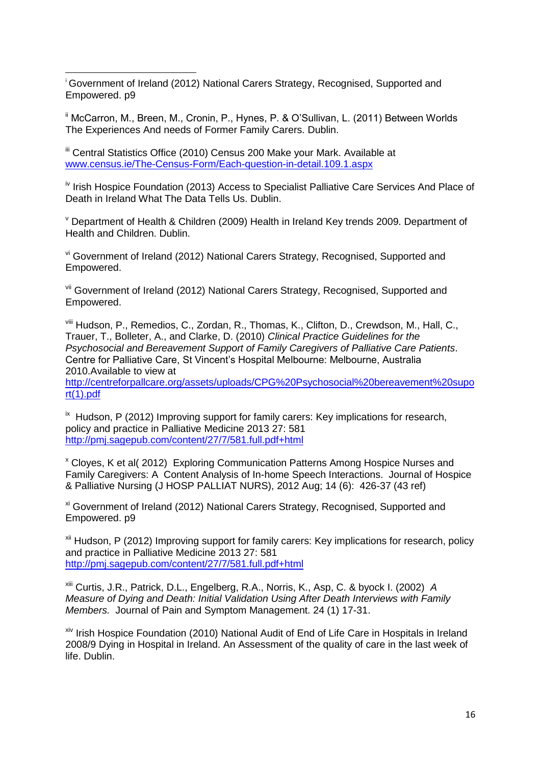[i] Government of Ireland (2012) National Carers Strategy, Recognised, Supported and Empowered. p9

[ii] McCarron, M., Breen, M., Cronin, P., Hynes, P. & O'Sullivan, L. (2011) Between Worlds The Experiences And needs of Former Family Carers. Dublin.

[iii] Central Statistics Office (2010) Census 200 Make your Mark. Available at [www.census.ie/The-Census-Form/Each-question-in-detail.109.1.aspx](www.census.ie/The-Census-Form/Each-question-in-detail.109.1.aspx)

[iv] Irish Hospice Foundation (2013) Access to Specialist Palliative Care Services And Place of Death in Ireland What The Data Tells Us. Dublin.

[v] Department of Health & Children (2009) Health in Ireland Key trends 2009. Department of Health and Children. Dublin.

[vi] Government of Ireland (2012) National Carers Strategy, Recognised, Supported and Empowered.

[vii] Government of Ireland (2012) National Carers Strategy, Recognised, Supported and Empowered.

[viii] Hudson, P., Remedios, C., Zordan, R., Thomas, K., Clifton, D., Crewdson, M., Hall, C., Trauer, T., Bolleter, A., and Clarke, D. (2010) *Clinical Practice Guidelines for the Psychosocial and Bereavement Support of Family Caregivers of Palliative Care Patients*. Centre for Palliative Care, St Vincent's Hospital Melbourne: Melbourne, Australia 2010.Available to view at [http://centreforpallcare.org/assets/uploads/CPG%20Psychosocial%20bereavement%20support(1).pdf](http://centreforpallcare.org/assets/uploads/CPG%20Psychosocial%20bereavement%20support(1).pdf)

[ix] Hudson, P (2012) Improving support for family carers: Key implications for research, policy and practice in Palliative Medicine 2013 27: 581 [http://pmj.sagepub.com/content/27/7/581.full.pdf+html](http://pmj.sagepub.com/content/27/7/581.full.pdf+html)

[x] Cloyes, K et al( 2012) Exploring Communication Patterns Among Hospice Nurses and Family Caregivers: A Content Analysis of In-home Speech Interactions. Journal of Hospice & Palliative Nursing (J HOSP PALLIAT NURS), 2012 Aug; 14 (6): 426-37 (43 ref)

[xi] Government of Ireland (2012) National Carers Strategy, Recognised, Supported and Empowered. p9

[xii] Hudson, P (2012) Improving support for family carers: Key implications for research, policy and practice in Palliative Medicine 2013 27: 581 [http://pmj.sagepub.com/content/27/7/581.full.pdf+html](http://pmj.sagepub.com/content/27/7/581.full.pdf+html)

[xiii] Curtis, J.R., Patrick, D.L., Engelberg, R.A., Norris, K., Asp, C. & byock I. (2002) *A Measure of Dying and Death: Initial Validation Using After Death Interviews with Family Members.* Journal of Pain and Symptom Management. 24 (1) 17-31.

[xiv] Irish Hospice Foundation (2010) National Audit of End of Life Care in Hospitals in Ireland 2008/9 Dying in Hospital in Ireland. An Assessment of the quality of care in the last week of life. Dublin.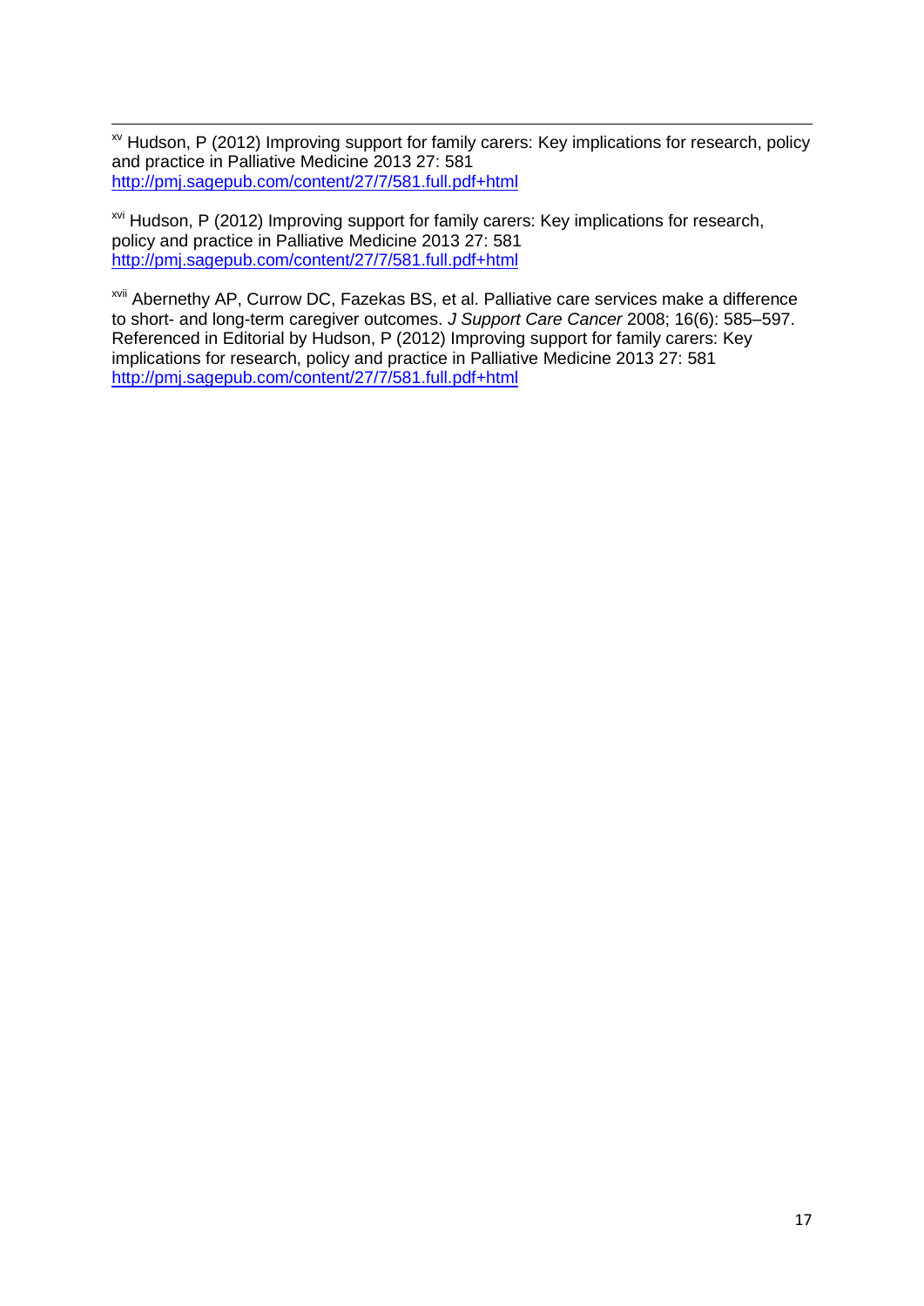[xv] Hudson, P (2012) Improving support for family carers: Key implications for research, policy and practice in Palliative Medicine 2013 27: 581 http://pmj.sagepub.com/content/27/7/581.full.pdf+html

[xvi] Hudson, P (2012) Improving support for family carers: Key implications for research, policy and practice in Palliative Medicine 2013 27: 581 http://pmj.sagepub.com/content/27/7/581.full.pdf+html

[xvii] Abernethy AP, Currow DC, Fazekas BS, et al. Palliative care services make a difference to short- and long-term caregiver outcomes. *J Support Care Cancer* 2008; 16(6): 585–597. Referenced in Editorial by Hudson, P (2012) Improving support for family carers: Key implications for research, policy and practice in Palliative Medicine 2013 27: 581 http://pmj.sagepub.com/content/27/7/581.full.pdf+html